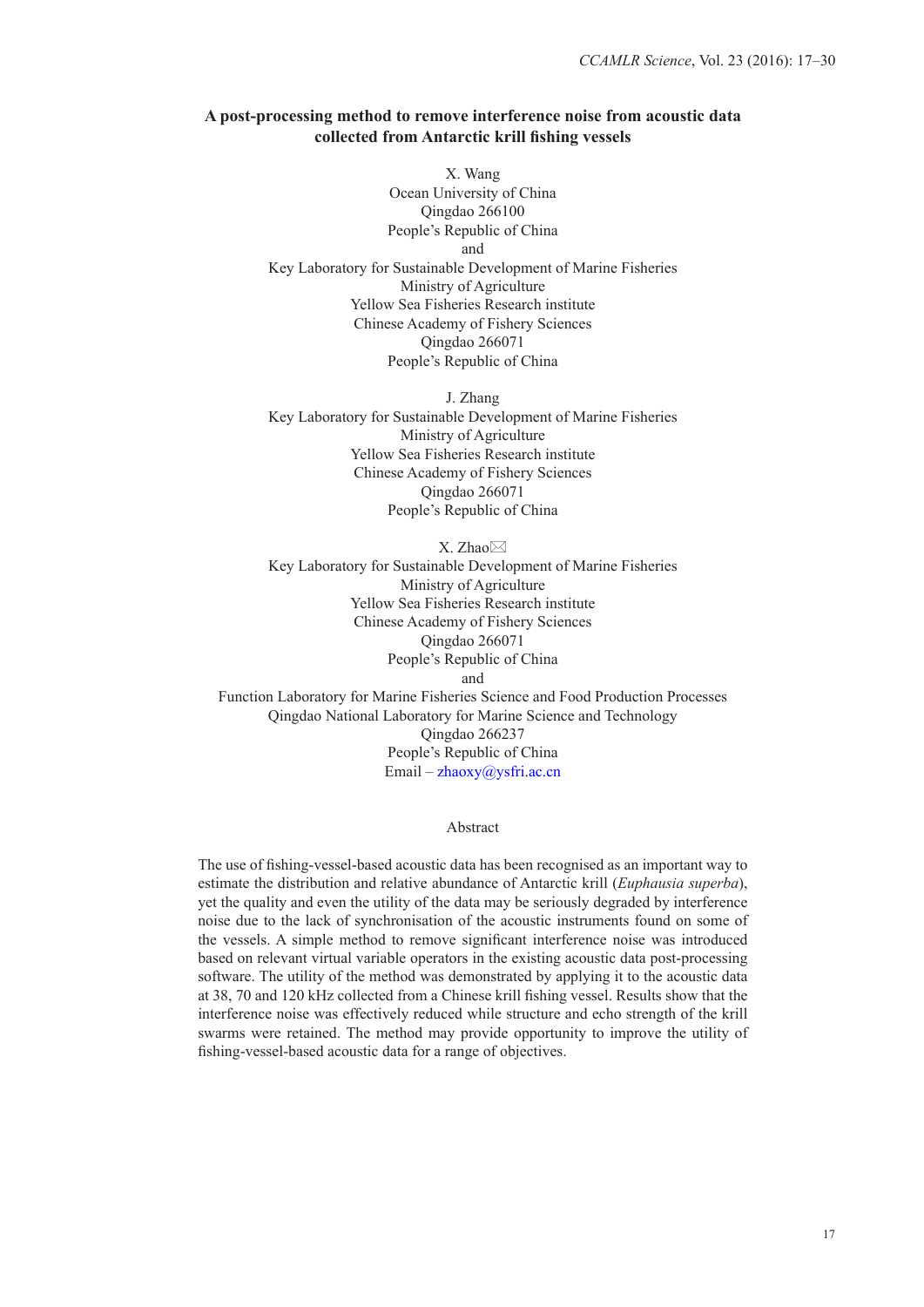# A post-processing method to remove interference noise from acoustic data collected from Antarctic krill fishing vessels

X. Wang
Ocean University of China
Qingdao 266100
People's Republic of China
and
Key Laboratory for Sustainable Development of Marine Fisheries
Ministry of Agriculture
Yellow Sea Fisheries Research institute
Chinese Academy of Fishery Sciences
Qingdao 266071
People's Republic of China

J. Zhang
Key Laboratory for Sustainable Development of Marine Fisheries
Ministry of Agriculture
Yellow Sea Fisheries Research institute
Chinese Academy of Fishery Sciences
Qingdao 266071
People's Republic of China

X. Zhao✉
Key Laboratory for Sustainable Development of Marine Fisheries
Ministry of Agriculture
Yellow Sea Fisheries Research institute
Chinese Academy of Fishery Sciences
Qingdao 266071
People's Republic of China
and
Function Laboratory for Marine Fisheries Science and Food Production Processes
Qingdao National Laboratory for Marine Science and Technology
Qingdao 266237
People's Republic of China
Email – zhaoxy@ysfri.ac.cn

## Abstract

The use of fishing-vessel-based acoustic data has been recognised as an important way to estimate the distribution and relative abundance of Antarctic krill (*Euphausia superba*), yet the quality and even the utility of the data may be seriously degraded by interference noise due to the lack of synchronisation of the acoustic instruments found on some of the vessels. A simple method to remove significant interference noise was introduced based on relevant virtual variable operators in the existing acoustic data post-processing software. The utility of the method was demonstrated by applying it to the acoustic data at 38, 70 and 120 kHz collected from a Chinese krill fishing vessel. Results show that the interference noise was effectively reduced while structure and echo strength of the krill swarms were retained. The method may provide opportunity to improve the utility of fishing-vessel-based acoustic data for a range of objectives.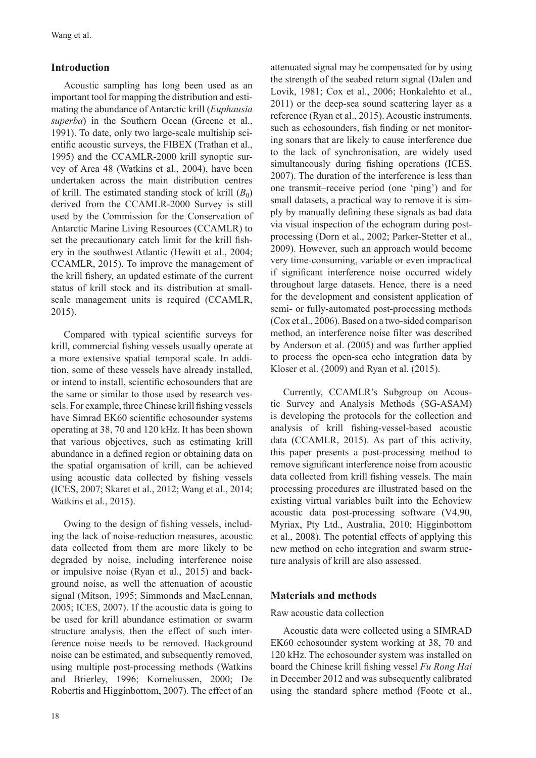## Introduction

Acoustic sampling has long been used as an important tool for mapping the distribution and estimating the abundance of Antarctic krill (*Euphausia superba*) in the Southern Ocean (Greene et al., 1991). To date, only two large-scale multiship scientific acoustic surveys, the FIBEX (Trathan et al., 1995) and the CCAMLR-2000 krill synoptic survey of Area 48 (Watkins et al., 2004), have been undertaken across the main distribution centres of krill. The estimated standing stock of krill ($B_0$) derived from the CCAMLR-2000 Survey is still used by the Commission for the Conservation of Antarctic Marine Living Resources (CCAMLR) to set the precautionary catch limit for the krill fishery in the southwest Atlantic (Hewitt et al., 2004; CCAMLR, 2015). To improve the management of the krill fishery, an updated estimate of the current status of krill stock and its distribution at small-scale management units is required (CCAMLR, 2015).

Compared with typical scientific surveys for krill, commercial fishing vessels usually operate at a more extensive spatial–temporal scale. In addition, some of these vessels have already installed, or intend to install, scientific echosounders that are the same or similar to those used by research vessels. For example, three Chinese krill fishing vessels have Simrad EK60 scientific echosounder systems operating at 38, 70 and 120 kHz. It has been shown that various objectives, such as estimating krill abundance in a defined region or obtaining data on the spatial organisation of krill, can be achieved using acoustic data collected by fishing vessels (ICES, 2007; Skaret et al., 2012; Wang et al., 2014; Watkins et al., 2015).

Owing to the design of fishing vessels, including the lack of noise-reduction measures, acoustic data collected from them are more likely to be degraded by noise, including interference noise or impulsive noise (Ryan et al., 2015) and background noise, as well the attenuation of acoustic signal (Mitson, 1995; Simmonds and MacLennan, 2005; ICES, 2007). If the acoustic data is going to be used for krill abundance estimation or swarm structure analysis, then the effect of such interference noise needs to be removed. Background noise can be estimated, and subsequently removed, using multiple post-processing methods (Watkins and Brierley, 1996; Korneliussen, 2000; De Robertis and Higginbottom, 2007). The effect of an attenuated signal may be compensated for by using the strength of the seabed return signal (Dalen and Lovik, 1981; Cox et al., 2006; Honkalehto et al., 2011) or the deep-sea sound scattering layer as a reference (Ryan et al., 2015). Acoustic instruments, such as echosounders, fish finding or net monitoring sonars that are likely to cause interference due to the lack of synchronisation, are widely used simultaneously during fishing operations (ICES, 2007). The duration of the interference is less than one transmit–receive period (one 'ping') and for small datasets, a practical way to remove it is simply by manually defining these signals as bad data via visual inspection of the echogram during post-processing (Dorn et al., 2002; Parker-Stetter et al., 2009). However, such an approach would become very time-consuming, variable or even impractical if significant interference noise occurred widely throughout large datasets. Hence, there is a need for the development and consistent application of semi- or fully-automated post-processing methods (Cox et al., 2006). Based on a two-sided comparison method, an interference noise filter was described by Anderson et al. (2005) and was further applied to process the open-sea echo integration data by Kloser et al. (2009) and Ryan et al. (2015).

Currently, CCAMLR's Subgroup on Acoustic Survey and Analysis Methods (SG-ASAM) is developing the protocols for the collection and analysis of krill fishing-vessel-based acoustic data (CCAMLR, 2015). As part of this activity, this paper presents a post-processing method to remove significant interference noise from acoustic data collected from krill fishing vessels. The main processing procedures are illustrated based on the existing virtual variables built into the Echoview acoustic data post-processing software (V4.90, Myriax, Pty Ltd., Australia, 2010; Higginbottom et al., 2008). The potential effects of applying this new method on echo integration and swarm structure analysis of krill are also assessed.

## Materials and methods

### Raw acoustic data collection

Acoustic data were collected using a SIMRAD EK60 echosounder system working at 38, 70 and 120 kHz. The echosounder system was installed on board the Chinese krill fishing vessel *Fu Rong Hai* in December 2012 and was subsequently calibrated using the standard sphere method (Foote et al.,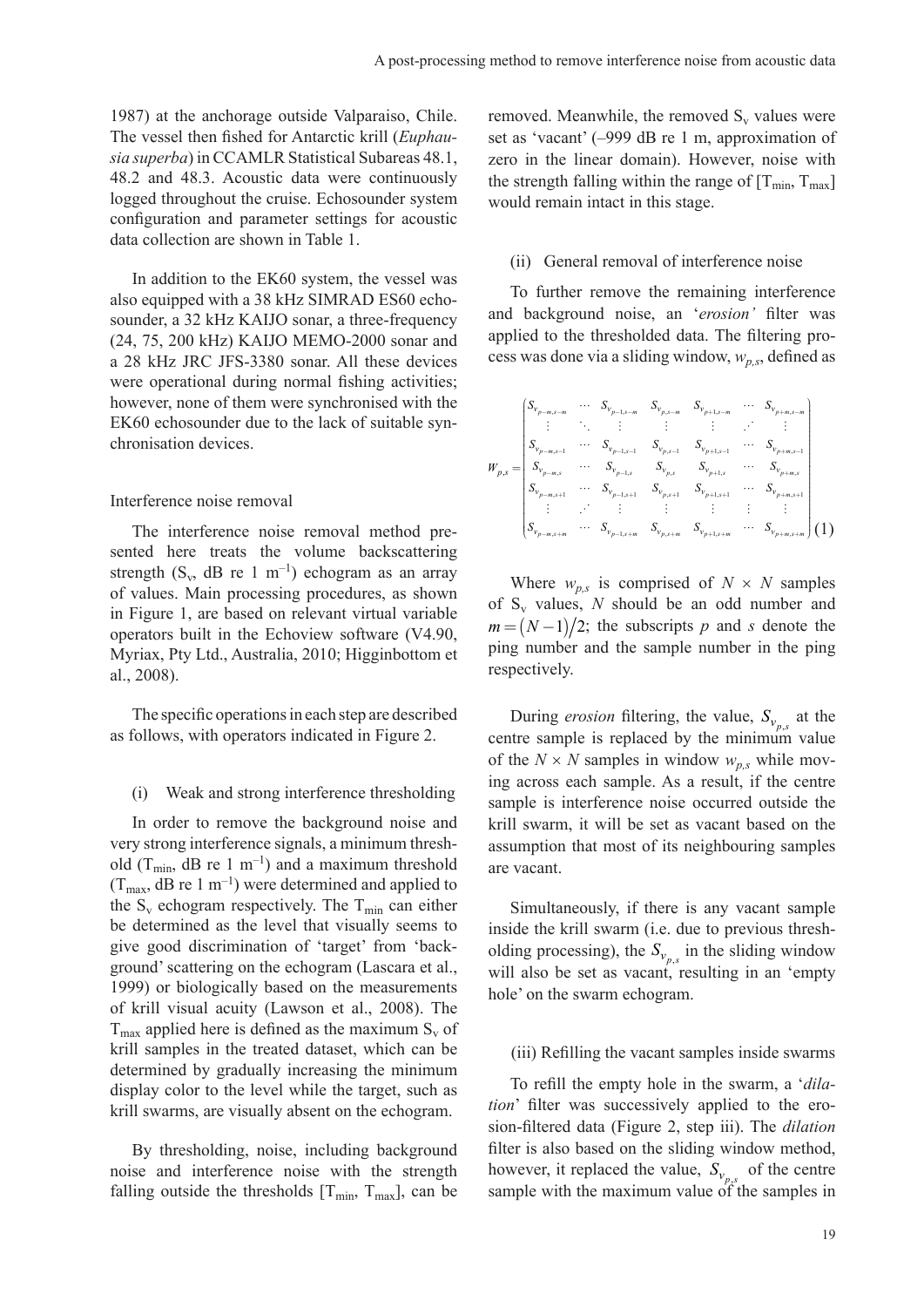1987) at the anchorage outside Valparaiso, Chile. The vessel then fished for Antarctic krill (*Euphausia superba*) in CCAMLR Statistical Subareas 48.1, 48.2 and 48.3. Acoustic data were continuously logged throughout the cruise. Echosounder system configuration and parameter settings for acoustic data collection are shown in Table 1.

In addition to the EK60 system, the vessel was also equipped with a 38 kHz SIMRAD ES60 echosounder, a 32 kHz KAIJO sonar, a three-frequency (24, 75, 200 kHz) KAIJO MEMO-2000 sonar and a 28 kHz JRC JFS-3380 sonar. All these devices were operational during normal fishing activities; however, none of them were synchronised with the EK60 echosounder due to the lack of suitable synchronisation devices.

## Interference noise removal

The interference noise removal method presented here treats the volume backscattering strength ($S_v$, dB re 1 m$^{-1}$) echogram as an array of values. Main processing procedures, as shown in Figure 1, are based on relevant virtual variable operators built in the Echoview software (V4.90, Myriax, Pty Ltd., Australia, 2010; Higginbottom et al., 2008).

The specific operations in each step are described as follows, with operators indicated in Figure 2.

### (i) Weak and strong interference thresholding

In order to remove the background noise and very strong interference signals, a minimum threshold ($T_{min}$, dB re 1 m$^{-1}$) and a maximum threshold ($T_{max}$, dB re 1 m$^{-1}$) were determined and applied to the $S_v$ echogram respectively. The $T_{min}$ can either be determined as the level that visually seems to give good discrimination of 'target' from 'background' scattering on the echogram (Lascara et al., 1999) or biologically based on the measurements of krill visual acuity (Lawson et al., 2008). The $T_{max}$ applied here is defined as the maximum $S_v$ of krill samples in the treated dataset, which can be determined by gradually increasing the minimum display color to the level while the target, such as krill swarms, are visually absent on the echogram.

By thresholding, noise, including background noise and interference noise with the strength falling outside the thresholds [$T_{min}$, $T_{max}$], can be removed. Meanwhile, the removed $S_v$ values were set as 'vacant' (–999 dB re 1 m, approximation of zero in the linear domain). However, noise with the strength falling within the range of [$T_{min}$, $T_{max}$] would remain intact in this stage.

### (ii) General removal of interference noise

To further remove the remaining interference and background noise, an '*erosion'* filter was applied to the thresholded data. The filtering process was done via a sliding window, $w_{p,s}$, defined as

$$
W_{p,s} = \begin{pmatrix}
S_{v_{p-m,s-m}} & \cdots & S_{v_{p-1,s-m}} & S_{v_{p,s-m}} & S_{v_{p+1,s-m}} & \cdots & S_{v_{p+m,s-m}} \\
\vdots & \ddots & \vdots & \vdots & \vdots & \iddots & \vdots \\
S_{v_{p-m,s-1}} & \cdots & S_{v_{p-1,s-1}} & S_{v_{p,s-1}} & S_{v_{p+1,s-1}} & \cdots & S_{v_{p+m,s-1}} \\
S_{v_{p-m,s}} & \cdots & S_{v_{p-1,s}} & S_{v_{p,s}} & S_{v_{p+1,s}} & \cdots & S_{v_{p+m,s}} \\
S_{v_{p-m,s+1}} & \cdots & S_{v_{p-1,s+1}} & S_{v_{p,s+1}} & S_{v_{p+1,s+1}} & \cdots & S_{v_{p+m,s+1}} \\
\vdots & \iddots & \vdots & \vdots & \vdots & \vdots & \vdots \\
S_{v_{p-m,s+m}} & \cdots & S_{v_{p-1,s+m}} & S_{v_{p,s+m}} & S_{v_{p+1,s+m}} & \cdots & S_{v_{p+m,s+m}}
\end{pmatrix} \quad (1)
$$

Where $w_{p,s}$ is comprised of $N \times N$ samples of $S_v$ values, $N$ should be an odd number and $m = (N-1)/2$; the subscripts $p$ and $s$ denote the ping number and the sample number in the ping respectively.

During *erosion* filtering, the value, $S_{v_{p,s}}$ at the centre sample is replaced by the minimum value of the $N \times N$ samples in window $w_{p,s}$ while moving across each sample. As a result, if the centre sample is interference noise occurred outside the krill swarm, it will be set as vacant based on the assumption that most of its neighbouring samples are vacant.

Simultaneously, if there is any vacant sample inside the krill swarm (i.e. due to previous thresholding processing), the $S_{v_{p,s}}$ in the sliding window will also be set as vacant, resulting in an 'empty hole' on the swarm echogram.

### (iii) Refilling the vacant samples inside swarms

To refill the empty hole in the swarm, a '*dilation*' filter was successively applied to the erosion-filtered data (Figure 2, step iii). The *dilation* filter is also based on the sliding window method, however, it replaced the value, $S_{v_{p,s}}$ of the centre sample with the maximum value of the samples in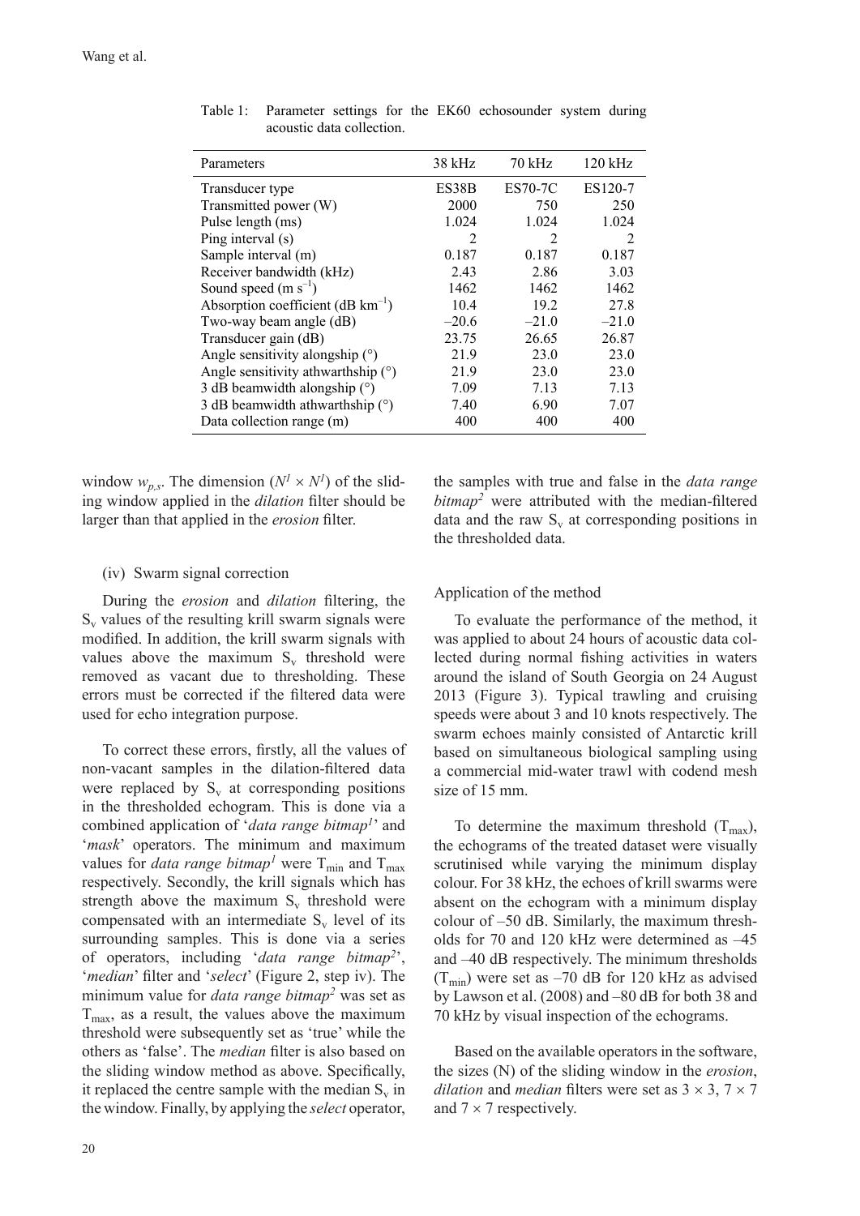Table 1: Parameter settings for the EK60 echosounder system during acoustic data collection.

| Parameters | 38 kHz | 70 kHz | 120 kHz |
|---|---|---|---|
| Transducer type | ES38B | ES70-7C | ES120-7 |
| Transmitted power (W) | 2000 | 750 | 250 |
| Pulse length (ms) | 1.024 | 1.024 | 1.024 |
| Ping interval (s) | 2 | 2 | 2 |
| Sample interval (m) | 0.187 | 0.187 | 0.187 |
| Receiver bandwidth (kHz) | 2.43 | 2.86 | 3.03 |
| Sound speed (m $s^{-1}$) | 1462 | 1462 | 1462 |
| Absorption coefficient (dB $km^{-1}$) | 10.4 | 19.2 | 27.8 |
| Two-way beam angle (dB) | –20.6 | –21.0 | –21.0 |
| Transducer gain (dB) | 23.75 | 26.65 | 26.87 |
| Angle sensitivity alongship (°) | 21.9 | 23.0 | 23.0 |
| Angle sensitivity athwarthship (°) | 21.9 | 23.0 | 23.0 |
| 3 dB beamwidth alongship (°) | 7.09 | 7.13 | 7.13 |
| 3 dB beamwidth athwarthship (°) | 7.40 | 6.90 | 7.07 |
| Data collection range (m) | 400 | 400 | 400 |

window $w_{p,s}$. The dimension ($N^1 \times N^1$) of the sliding window applied in the *dilation* filter should be larger than that applied in the *erosion* filter.

(iv) Swarm signal correction

During the *erosion* and *dilation* filtering, the $S_v$ values of the resulting krill swarm signals were modified. In addition, the krill swarm signals with values above the maximum $S_v$ threshold were removed as vacant due to thresholding. These errors must be corrected if the filtered data were used for echo integration purpose.

To correct these errors, firstly, all the values of non-vacant samples in the dilation-filtered data were replaced by $S_v$ at corresponding positions in the thresholded echogram. This is done via a combined application of '*data range bitmap*[1]' and '*mask*' operators. The minimum and maximum values for *data range bitmap*[1] were $T_{min}$ and $T_{max}$ respectively. Secondly, the krill signals which has strength above the maximum $S_v$ threshold were compensated with an intermediate $S_v$ level of its surrounding samples. This is done via a series of operators, including '*data range bitmap*[2]', '*median*' filter and '*select*' (Figure 2, step iv). The minimum value for *data range bitmap*[2] was set as $T_{max}$, as a result, the values above the maximum threshold were subsequently set as 'true' while the others as 'false'. The *median* filter is also based on the sliding window method as above. Specifically, it replaced the centre sample with the median $S_v$ in the window. Finally, by applying the *select* operator, the samples with true and false in the *data range bitmap*[2] were attributed with the median-filtered data and the raw $S_v$ at corresponding positions in the thresholded data.

## Application of the method

To evaluate the performance of the method, it was applied to about 24 hours of acoustic data collected during normal fishing activities in waters around the island of South Georgia on 24 August 2013 (Figure 3). Typical trawling and cruising speeds were about 3 and 10 knots respectively. The swarm echoes mainly consisted of Antarctic krill based on simultaneous biological sampling using a commercial mid-water trawl with codend mesh size of 15 mm.

To determine the maximum threshold ($T_{max}$), the echograms of the treated dataset were visually scrutinised while varying the minimum display colour. For 38 kHz, the echoes of krill swarms were absent on the echogram with a minimum display colour of –50 dB. Similarly, the maximum thresholds for 70 and 120 kHz were determined as –45 and –40 dB respectively. The minimum thresholds ($T_{min}$) were set as –70 dB for 120 kHz as advised by Lawson et al. (2008) and –80 dB for both 38 and 70 kHz by visual inspection of the echograms.

Based on the available operators in the software, the sizes (N) of the sliding window in the *erosion*, *dilation* and *median* filters were set as $3 \times 3$, $7 \times 7$ and $7 \times 7$ respectively.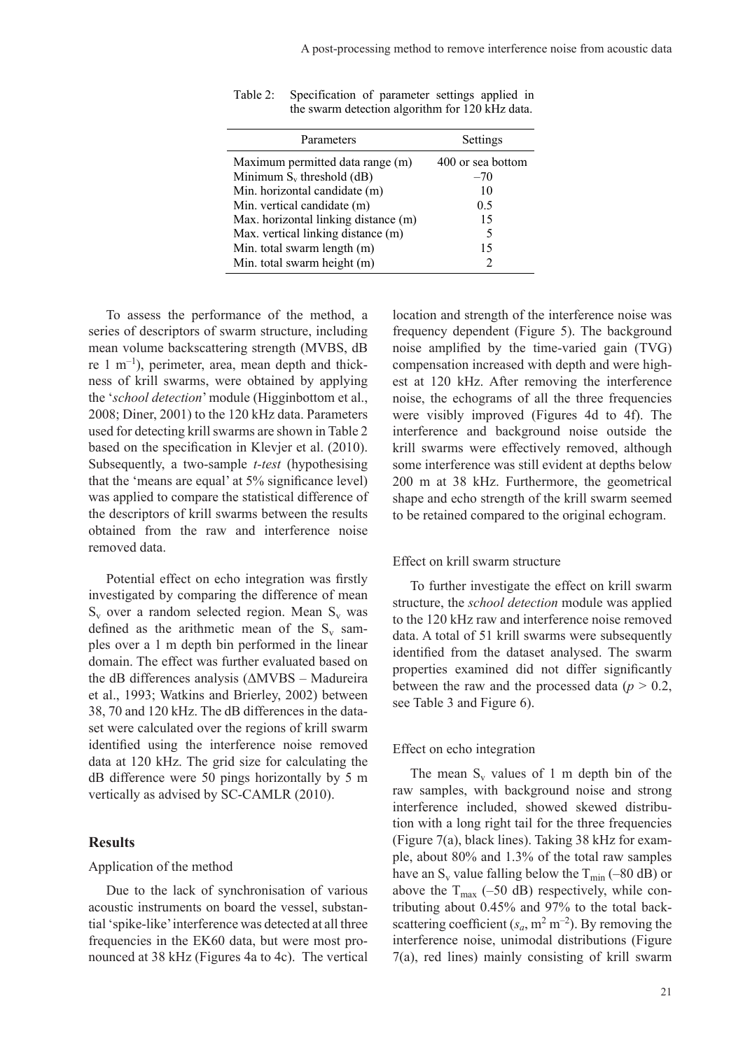Table 2: Specification of parameter settings applied in the swarm detection algorithm for 120 kHz data.

| Parameters | Settings |
|---|---|
| Maximum permitted data range (m) | 400 or sea bottom |
| Minimum $S_v$ threshold (dB) | –70 |
| Min. horizontal candidate (m) | 10 |
| Min. vertical candidate (m) | 0.5 |
| Max. horizontal linking distance (m) | 15 |
| Max. vertical linking distance (m) | 5 |
| Min. total swarm length (m) | 15 |
| Min. total swarm height (m) | 2 |

To assess the performance of the method, a series of descriptors of swarm structure, including mean volume backscattering strength (MVBS, dB re 1 $m^{-1}$), perimeter, area, mean depth and thickness of krill swarms, were obtained by applying the '*school detection*' module (Higginbottom et al., 2008; Diner, 2001) to the 120 kHz data. Parameters used for detecting krill swarms are shown in Table 2 based on the specification in Klevjer et al. (2010). Subsequently, a two-sample *t-test* (hypothesising that the 'means are equal' at 5% significance level) was applied to compare the statistical difference of the descriptors of krill swarms between the results obtained from the raw and interference noise removed data.

Potential effect on echo integration was firstly investigated by comparing the difference of mean $S_v$ over a random selected region. Mean $S_v$ was defined as the arithmetic mean of the $S_v$ samples over a 1 m depth bin performed in the linear domain. The effect was further evaluated based on the dB differences analysis (ΔMVBS – Madureira et al., 1993; Watkins and Brierley, 2002) between 38, 70 and 120 kHz. The dB differences in the dataset were calculated over the regions of krill swarm identified using the interference noise removed data at 120 kHz. The grid size for calculating the dB difference were 50 pings horizontally by 5 m vertically as advised by SC-CAMLR (2010).

## Results

### Application of the method

Due to the lack of synchronisation of various acoustic instruments on board the vessel, substantial 'spike-like' interference was detected at all three frequencies in the EK60 data, but were most pronounced at 38 kHz (Figures 4a to 4c). The vertical location and strength of the interference noise was frequency dependent (Figure 5). The background noise amplified by the time-varied gain (TVG) compensation increased with depth and were highest at 120 kHz. After removing the interference noise, the echograms of all the three frequencies were visibly improved (Figures 4d to 4f). The interference and background noise outside the krill swarms were effectively removed, although some interference was still evident at depths below 200 m at 38 kHz. Furthermore, the geometrical shape and echo strength of the krill swarm seemed to be retained compared to the original echogram.

### Effect on krill swarm structure

To further investigate the effect on krill swarm structure, the *school detection* module was applied to the 120 kHz raw and interference noise removed data. A total of 51 krill swarms were subsequently identified from the dataset analysed. The swarm properties examined did not differ significantly between the raw and the processed data ($p > 0.2$, see Table 3 and Figure 6).

### Effect on echo integration

The mean $S_v$ values of 1 m depth bin of the raw samples, with background noise and strong interference included, showed skewed distribution with a long right tail for the three frequencies (Figure 7(a), black lines). Taking 38 kHz for example, about 80% and 1.3% of the total raw samples have an $S_v$ value falling below the $T_{min}$ (–80 dB) or above the $T_{max}$ (–50 dB) respectively, while contributing about 0.45% and 97% to the total backscattering coefficient ($s_a$, $m^2\ m^{-2}$). By removing the interference noise, unimodal distributions (Figure 7(a), red lines) mainly consisting of krill swarm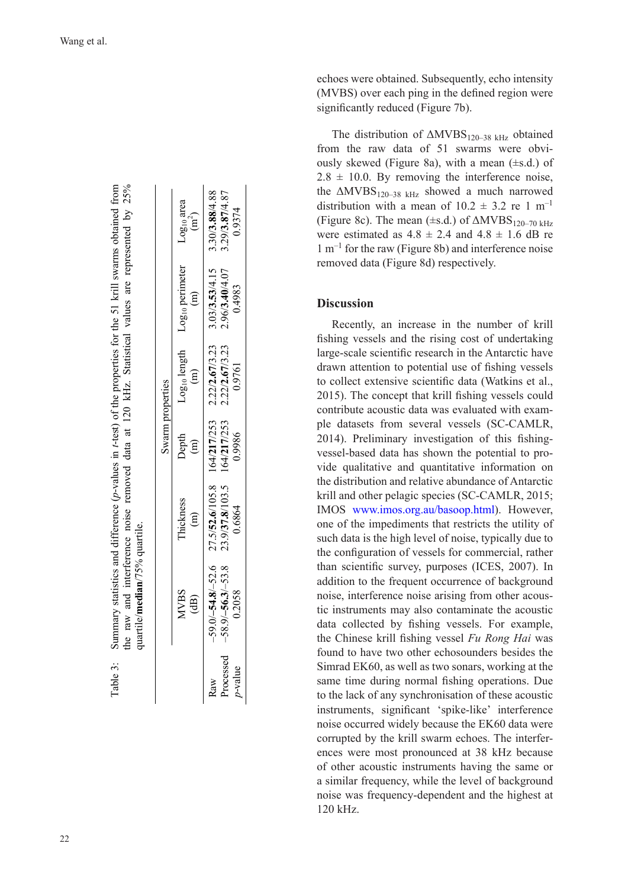Table 3: Summary statistics and difference (*p*-values in *t*-test) of the properties for the 51 krill swarms obtained from the raw and interference noise removed data at 120 kHz. Statistical values are represented by 25% quartile/**median**/75% quartile.

| | Swarm properties | | | | | |
|---|---|---|---|---|---|---|
| | MVBS (dB) | Thickness (m) | Depth (m) | $Log_{10}$ length (m) | $Log_{10}$ perimeter (m) | $Log_{10}$ area ($m^2$) |
| Raw | –59.0/**–54.8**/–52.6 | 27.5/**52.6**/105.8 | 164/**217**/253 | 2.22/**2.67**/3.23 | 3.03/**3.53**/4.15 | 3.30/**3.88**/4.88 |
| Processed | –58.9/**–56.3**/–53.8 | 23.9/**37.8**/103.5 | 164/**217**/253 | 2.22/**2.67**/3.23 | 2.96/**3.40**/4.07 | 3.29/**3.87**/4.87 |
| *p*-value | 0.2058 | 0.6864 | 0.9986 | 0.9761 | 0.4983 | 0.9374 |

echoes were obtained. Subsequently, echo intensity (MVBS) over each ping in the defined region were significantly reduced (Figure 7b).

The distribution of $\Delta MVBS_{120\text{–}38\ kHz}$ obtained from the raw data of 51 swarms were obviously skewed (Figure 8a), with a mean (±s.d.) of 2.8 ± 10.0. By removing the interference noise, the $\Delta MVBS_{120\text{–}38\ kHz}$ showed a much narrowed distribution with a mean of 10.2 ± 3.2 re 1 $m^{-1}$ (Figure 8c). The mean (±s.d.) of $\Delta MVBS_{120\text{–}70\ kHz}$ were estimated as 4.8 ± 2.4 and 4.8 ± 1.6 dB re 1 $m^{-1}$ for the raw (Figure 8b) and interference noise removed data (Figure 8d) respectively.

## Discussion

Recently, an increase in the number of krill fishing vessels and the rising cost of undertaking large-scale scientific research in the Antarctic have drawn attention to potential use of fishing vessels to collect extensive scientific data (Watkins et al., 2015). The concept that krill fishing vessels could contribute acoustic data was evaluated with example datasets from several vessels (SC-CAMLR, 2014). Preliminary investigation of this fishing-vessel-based data has shown the potential to provide qualitative and quantitative information on the distribution and relative abundance of Antarctic krill and other pelagic species (SC-CAMLR, 2015; IMOS www.imos.org.au/basoop.html). However, one of the impediments that restricts the utility of such data is the high level of noise, typically due to the configuration of vessels for commercial, rather than scientific survey, purposes (ICES, 2007). In addition to the frequent occurrence of background noise, interference noise arising from other acoustic instruments may also contaminate the acoustic data collected by fishing vessels. For example, the Chinese krill fishing vessel *Fu Rong Hai* was found to have two other echosounders besides the Simrad EK60, as well as two sonars, working at the same time during normal fishing operations. Due to the lack of any synchronisation of these acoustic instruments, significant 'spike-like' interference noise occurred widely because the EK60 data were corrupted by the krill swarm echoes. The interferences were most pronounced at 38 kHz because of other acoustic instruments having the same or a similar frequency, while the level of background noise was frequency-dependent and the highest at 120 kHz.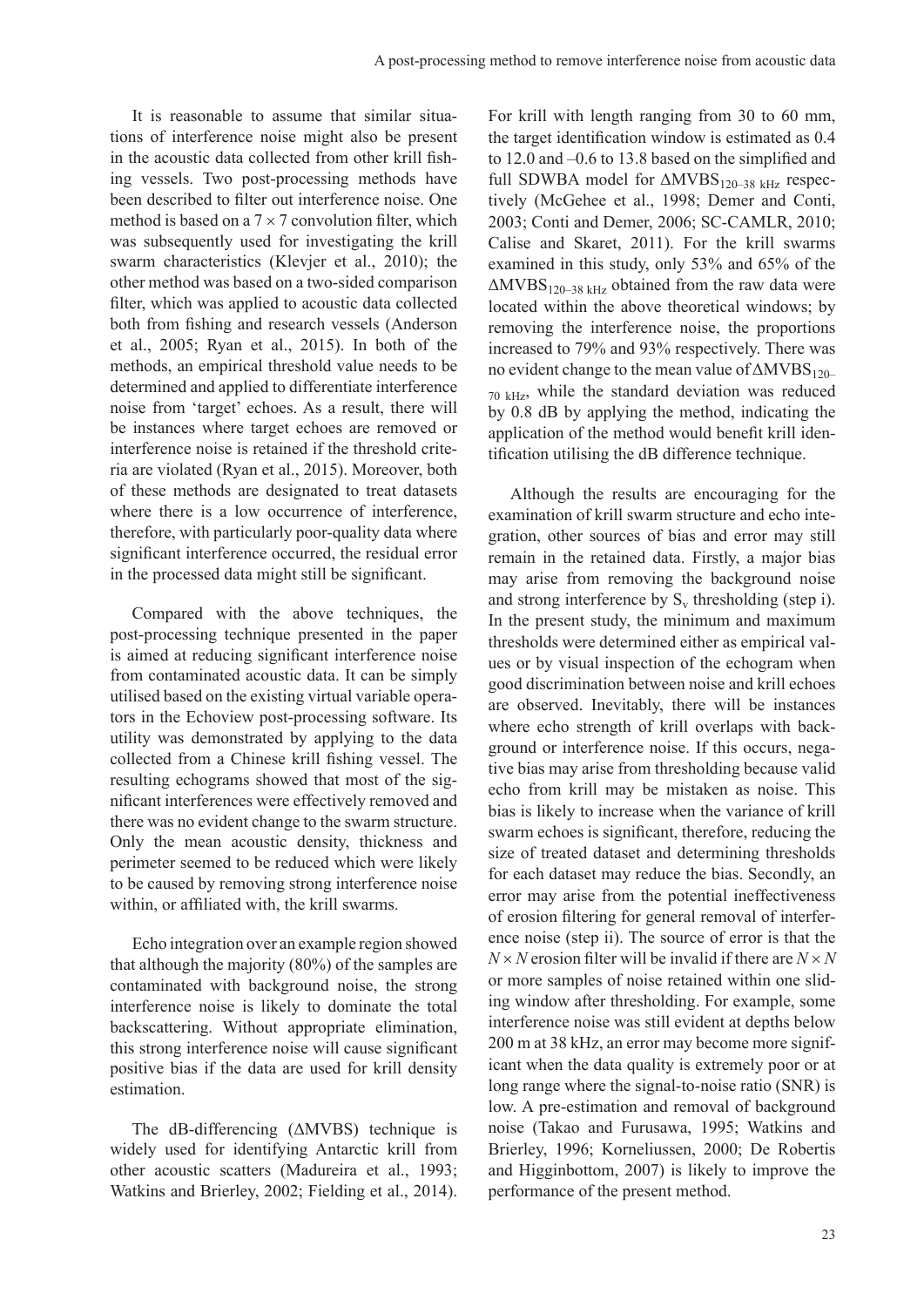It is reasonable to assume that similar situations of interference noise might also be present in the acoustic data collected from other krill fishing vessels. Two post-processing methods have been described to filter out interference noise. One method is based on a $7 \times 7$ convolution filter, which was subsequently used for investigating the krill swarm characteristics (Klevjer et al., 2010); the other method was based on a two-sided comparison filter, which was applied to acoustic data collected both from fishing and research vessels (Anderson et al., 2005; Ryan et al., 2015). In both of the methods, an empirical threshold value needs to be determined and applied to differentiate interference noise from 'target' echoes. As a result, there will be instances where target echoes are removed or interference noise is retained if the threshold criteria are violated (Ryan et al., 2015). Moreover, both of these methods are designated to treat datasets where there is a low occurrence of interference, therefore, with particularly poor-quality data where significant interference occurred, the residual error in the processed data might still be significant.

Compared with the above techniques, the post-processing technique presented in the paper is aimed at reducing significant interference noise from contaminated acoustic data. It can be simply utilised based on the existing virtual variable operators in the Echoview post-processing software. Its utility was demonstrated by applying to the data collected from a Chinese krill fishing vessel. The resulting echograms showed that most of the significant interferences were effectively removed and there was no evident change to the swarm structure. Only the mean acoustic density, thickness and perimeter seemed to be reduced which were likely to be caused by removing strong interference noise within, or affiliated with, the krill swarms.

Echo integration over an example region showed that although the majority (80%) of the samples are contaminated with background noise, the strong interference noise is likely to dominate the total backscattering. Without appropriate elimination, this strong interference noise will cause significant positive bias if the data are used for krill density estimation.

The dB-differencing (ΔMVBS) technique is widely used for identifying Antarctic krill from other acoustic scatters (Madureira et al., 1993; Watkins and Brierley, 2002; Fielding et al., 2014). For krill with length ranging from 30 to 60 mm, the target identification window is estimated as 0.4 to 12.0 and –0.6 to 13.8 based on the simplified and full SDWBA model for $\Delta MVBS_{120–38\ kHz}$ respectively (McGehee et al., 1998; Demer and Conti, 2003; Conti and Demer, 2006; SC-CAMLR, 2010; Calise and Skaret, 2011). For the krill swarms examined in this study, only 53% and 65% of the $\Delta MVBS_{120–38\ kHz}$ obtained from the raw data were located within the above theoretical windows; by removing the interference noise, the proportions increased to 79% and 93% respectively. There was no evident change to the mean value of $\Delta MVBS_{120–70\ kHz}$, while the standard deviation was reduced by 0.8 dB by applying the method, indicating the application of the method would benefit krill identification utilising the dB difference technique.

Although the results are encouraging for the examination of krill swarm structure and echo integration, other sources of bias and error may still remain in the retained data. Firstly, a major bias may arise from removing the background noise and strong interference by $S_v$ thresholding (step i). In the present study, the minimum and maximum thresholds were determined either as empirical values or by visual inspection of the echogram when good discrimination between noise and krill echoes are observed. Inevitably, there will be instances where echo strength of krill overlaps with background or interference noise. If this occurs, negative bias may arise from thresholding because valid echo from krill may be mistaken as noise. This bias is likely to increase when the variance of krill swarm echoes is significant, therefore, reducing the size of treated dataset and determining thresholds for each dataset may reduce the bias. Secondly, an error may arise from the potential ineffectiveness of erosion filtering for general removal of interference noise (step ii). The source of error is that the $N \times N$ erosion filter will be invalid if there are $N \times N$ or more samples of noise retained within one sliding window after thresholding. For example, some interference noise was still evident at depths below 200 m at 38 kHz, an error may become more significant when the data quality is extremely poor or at long range where the signal-to-noise ratio (SNR) is low. A pre-estimation and removal of background noise (Takao and Furusawa, 1995; Watkins and Brierley, 1996; Korneliussen, 2000; De Robertis and Higginbottom, 2007) is likely to improve the performance of the present method.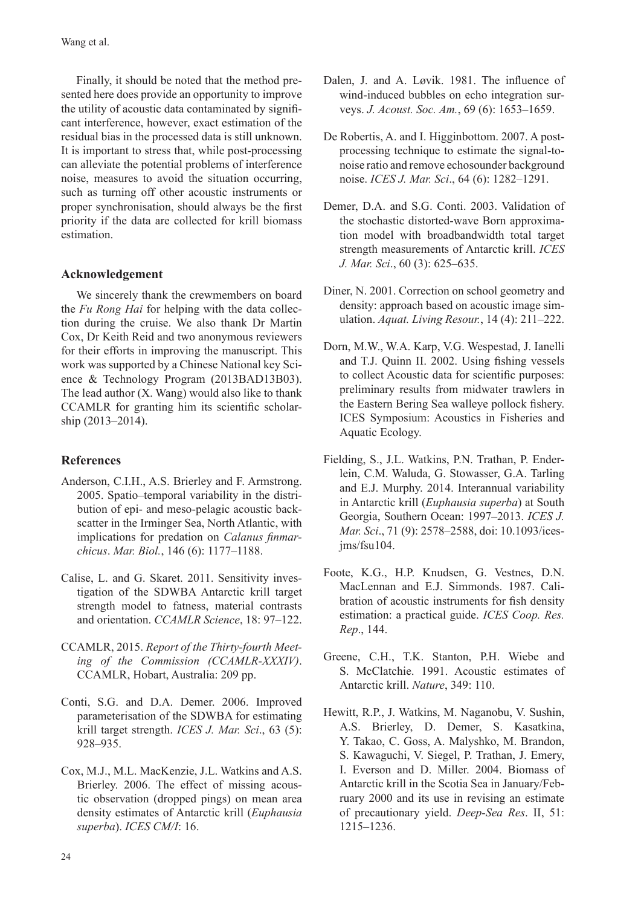Finally, it should be noted that the method presented here does provide an opportunity to improve the utility of acoustic data contaminated by significant interference, however, exact estimation of the residual bias in the processed data is still unknown. It is important to stress that, while post-processing can alleviate the potential problems of interference noise, measures to avoid the situation occurring, such as turning off other acoustic instruments or proper synchronisation, should always be the first priority if the data are collected for krill biomass estimation.

## Acknowledgement

We sincerely thank the crewmembers on board the *Fu Rong Hai* for helping with the data collection during the cruise. We also thank Dr Martin Cox, Dr Keith Reid and two anonymous reviewers for their efforts in improving the manuscript. This work was supported by a Chinese National key Science & Technology Program (2013BAD13B03). The lead author (X. Wang) would also like to thank CCAMLR for granting him its scientific scholarship (2013–2014).

## References

Anderson, C.I.H., A.S. Brierley and F. Armstrong. 2005. Spatio–temporal variability in the distribution of epi- and meso-pelagic acoustic backscatter in the Irminger Sea, North Atlantic, with implications for predation on *Calanus finmarchicus*. *Mar. Biol.*, 146 (6): 1177–1188.

Calise, L. and G. Skaret. 2011. Sensitivity investigation of the SDWBA Antarctic krill target strength model to fatness, material contrasts and orientation. *CCAMLR Science*, 18: 97–122.

CCAMLR, 2015. *Report of the Thirty-fourth Meeting of the Commission (CCAMLR-XXXIV)*. CCAMLR, Hobart, Australia: 209 pp.

Conti, S.G. and D.A. Demer. 2006. Improved parameterisation of the SDWBA for estimating krill target strength. *ICES J. Mar. Sci*., 63 (5): 928–935.

Cox, M.J., M.L. MacKenzie, J.L. Watkins and A.S. Brierley. 2006. The effect of missing acoustic observation (dropped pings) on mean area density estimates of Antarctic krill (*Euphausia superba*). *ICES CM/I*: 16.

Dalen, J. and A. Løvik. 1981. The influence of wind-induced bubbles on echo integration surveys. *J. Acoust. Soc. Am.*, 69 (6): 1653–1659.

De Robertis, A. and I. Higginbottom. 2007. A post-processing technique to estimate the signal-to-noise ratio and remove echosounder background noise. *ICES J. Mar. Sci*., 64 (6): 1282–1291.

Demer, D.A. and S.G. Conti. 2003. Validation of the stochastic distorted-wave Born approximation model with broadbandwidth total target strength measurements of Antarctic krill. *ICES J. Mar. Sci*., 60 (3): 625–635.

Diner, N. 2001. Correction on school geometry and density: approach based on acoustic image simulation. *Aquat. Living Resour.*, 14 (4): 211–222.

Dorn, M.W., W.A. Karp, V.G. Wespestad, J. Ianelli and T.J. Quinn II. 2002. Using fishing vessels to collect Acoustic data for scientific purposes: preliminary results from midwater trawlers in the Eastern Bering Sea walleye pollock fishery. ICES Symposium: Acoustics in Fisheries and Aquatic Ecology.

Fielding, S., J.L. Watkins, P.N. Trathan, P. Enderlein, C.M. Waluda, G. Stowasser, G.A. Tarling and E.J. Murphy. 2014. Interannual variability in Antarctic krill (*Euphausia superba*) at South Georgia, Southern Ocean: 1997–2013. *ICES J. Mar. Sci*., 71 (9): 2578–2588, doi: 10.1093/icesjms/fsu104.

Foote, K.G., H.P. Knudsen, G. Vestnes, D.N. MacLennan and E.J. Simmonds. 1987. Calibration of acoustic instruments for fish density estimation: a practical guide. *ICES Coop. Res. Rep*., 144.

Greene, C.H., T.K. Stanton, P.H. Wiebe and S. McClatchie. 1991. Acoustic estimates of Antarctic krill. *Nature*, 349: 110.

Hewitt, R.P., J. Watkins, M. Naganobu, V. Sushin, A.S. Brierley, D. Demer, S. Kasatkina, Y. Takao, C. Goss, A. Malyshko, M. Brandon, S. Kawaguchi, V. Siegel, P. Trathan, J. Emery, I. Everson and D. Miller. 2004. Biomass of Antarctic krill in the Scotia Sea in January/February 2000 and its use in revising an estimate of precautionary yield. *Deep-Sea Res*. II, 51: 1215–1236.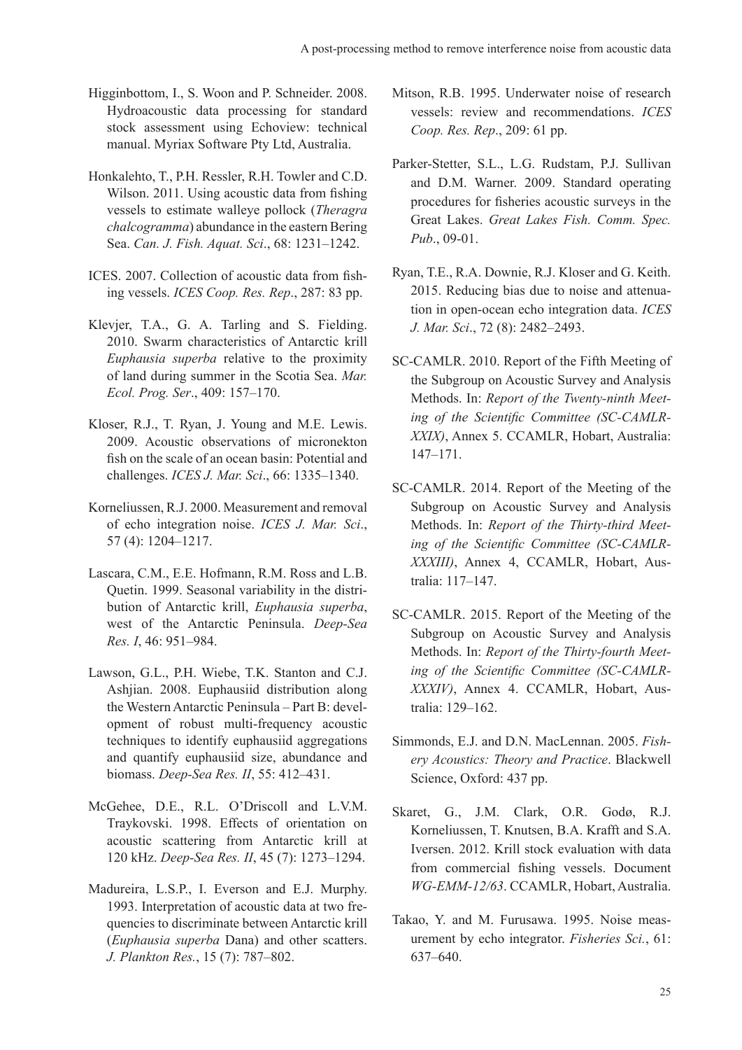Higginbottom, I., S. Woon and P. Schneider. 2008. Hydroacoustic data processing for standard stock assessment using Echoview: technical manual. Myriax Software Pty Ltd, Australia.

Honkalehto, T., P.H. Ressler, R.H. Towler and C.D. Wilson. 2011. Using acoustic data from fishing vessels to estimate walleye pollock (*Theragra chalcogramma*) abundance in the eastern Bering Sea. *Can. J. Fish. Aquat. Sci*., 68: 1231–1242.

ICES. 2007. Collection of acoustic data from fishing vessels. *ICES Coop. Res. Rep*., 287: 83 pp.

Klevjer, T.A., G. A. Tarling and S. Fielding. 2010. Swarm characteristics of Antarctic krill *Euphausia superba* relative to the proximity of land during summer in the Scotia Sea. *Mar. Ecol. Prog. Ser*., 409: 157–170.

Kloser, R.J., T. Ryan, J. Young and M.E. Lewis. 2009. Acoustic observations of micronekton fish on the scale of an ocean basin: Potential and challenges. *ICES J. Mar. Sci*., 66: 1335–1340.

Korneliussen, R.J. 2000. Measurement and removal of echo integration noise. *ICES J. Mar. Sci*., 57 (4): 1204–1217.

Lascara, C.M., E.E. Hofmann, R.M. Ross and L.B. Quetin. 1999. Seasonal variability in the distribution of Antarctic krill, *Euphausia superba*, west of the Antarctic Peninsula. *Deep-Sea Res. I*, 46: 951–984.

Lawson, G.L., P.H. Wiebe, T.K. Stanton and C.J. Ashjian. 2008. Euphausiid distribution along the Western Antarctic Peninsula – Part B: development of robust multi-frequency acoustic techniques to identify euphausiid aggregations and quantify euphausiid size, abundance and biomass. *Deep-Sea Res. II*, 55: 412–431.

McGehee, D.E., R.L. O'Driscoll and L.V.M. Traykovski. 1998. Effects of orientation on acoustic scattering from Antarctic krill at 120 kHz. *Deep-Sea Res. II*, 45 (7): 1273–1294.

Madureira, L.S.P., I. Everson and E.J. Murphy. 1993. Interpretation of acoustic data at two frequencies to discriminate between Antarctic krill (*Euphausia superba* Dana) and other scatters. *J. Plankton Res.*, 15 (7): 787–802.

Mitson, R.B. 1995. Underwater noise of research vessels: review and recommendations. *ICES Coop. Res. Rep*., 209: 61 pp.

Parker-Stetter, S.L., L.G. Rudstam, P.J. Sullivan and D.M. Warner. 2009. Standard operating procedures for fisheries acoustic surveys in the Great Lakes. *Great Lakes Fish. Comm. Spec. Pub*., 09-01.

Ryan, T.E., R.A. Downie, R.J. Kloser and G. Keith. 2015. Reducing bias due to noise and attenuation in open-ocean echo integration data. *ICES J. Mar. Sci*., 72 (8): 2482–2493.

SC-CAMLR. 2010. Report of the Fifth Meeting of the Subgroup on Acoustic Survey and Analysis Methods. In: *Report of the Twenty-ninth Meeting of the Scientific Committee (SC-CAMLR-XXIX)*, Annex 5. CCAMLR, Hobart, Australia: 147–171.

SC-CAMLR. 2014. Report of the Meeting of the Subgroup on Acoustic Survey and Analysis Methods. In: *Report of the Thirty-third Meeting of the Scientific Committee (SC-CAMLR-XXXIII)*, Annex 4, CCAMLR, Hobart, Australia: 117–147.

SC-CAMLR. 2015. Report of the Meeting of the Subgroup on Acoustic Survey and Analysis Methods. In: *Report of the Thirty-fourth Meeting of the Scientific Committee (SC-CAMLR-XXXIV)*, Annex 4. CCAMLR, Hobart, Australia: 129–162.

Simmonds, E.J. and D.N. MacLennan. 2005. *Fishery Acoustics: Theory and Practice*. Blackwell Science, Oxford: 437 pp.

Skaret, G., J.M. Clark, O.R. Godø, R.J. Korneliussen, T. Knutsen, B.A. Krafft and S.A. Iversen. 2012. Krill stock evaluation with data from commercial fishing vessels. Document *WG-EMM-12/63*. CCAMLR, Hobart, Australia.

Takao, Y. and M. Furusawa. 1995. Noise measurement by echo integrator. *Fisheries Sci.*, 61: 637–640.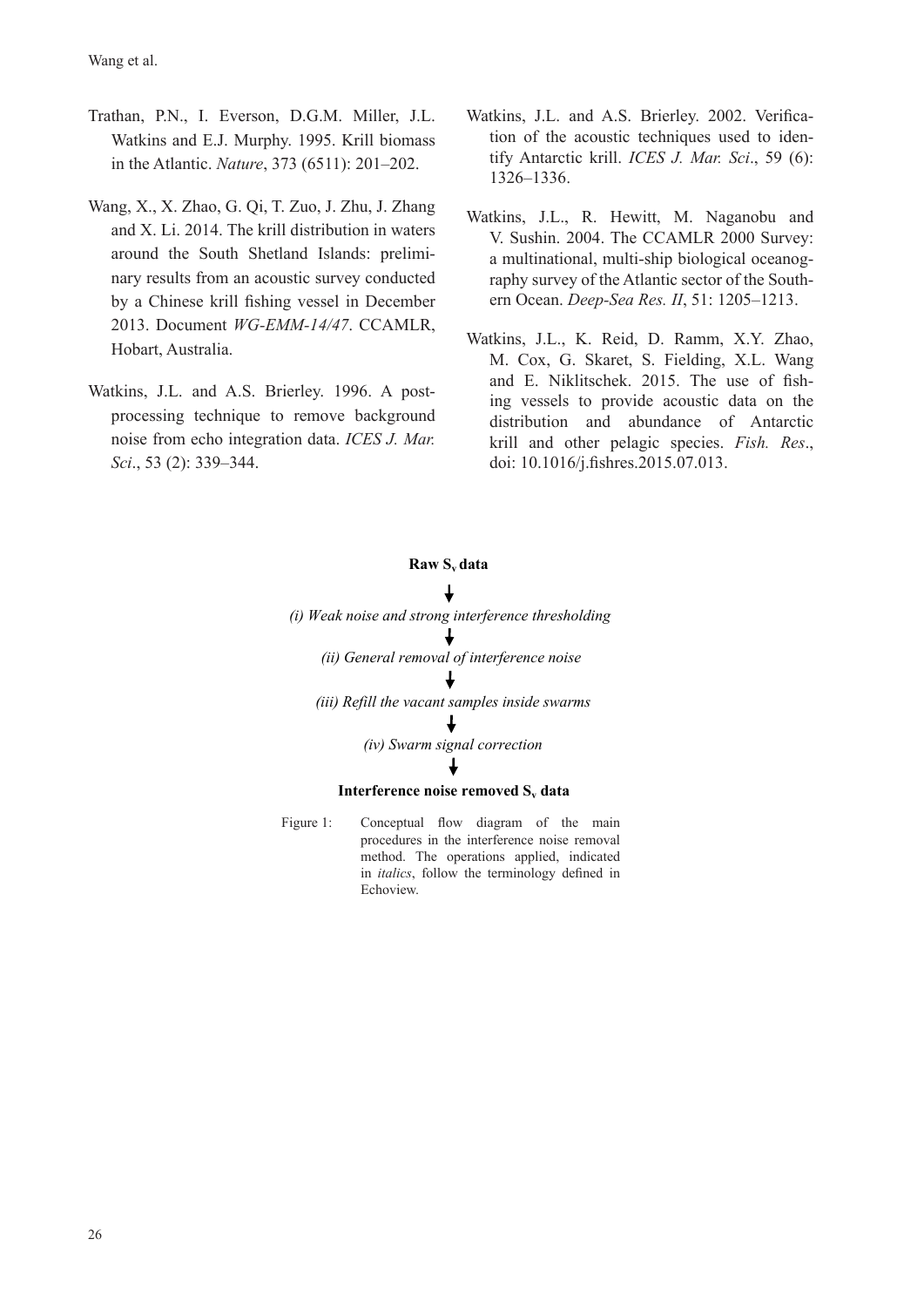Trathan, P.N., I. Everson, D.G.M. Miller, J.L. Watkins and E.J. Murphy. 1995. Krill biomass in the Atlantic. *Nature*, 373 (6511): 201–202.

Wang, X., X. Zhao, G. Qi, T. Zuo, J. Zhu, J. Zhang and X. Li. 2014. The krill distribution in waters around the South Shetland Islands: preliminary results from an acoustic survey conducted by a Chinese krill fishing vessel in December 2013. Document *WG-EMM-14/47*. CCAMLR, Hobart, Australia.

Watkins, J.L. and A.S. Brierley. 1996. A post-processing technique to remove background noise from echo integration data. *ICES J. Mar. Sci*., 53 (2): 339–344.

Watkins, J.L. and A.S. Brierley. 2002. Verification of the acoustic techniques used to identify Antarctic krill. *ICES J. Mar. Sci*., 59 (6): 1326–1336.

Watkins, J.L., R. Hewitt, M. Naganobu and V. Sushin. 2004. The CCAMLR 2000 Survey: a multinational, multi-ship biological oceanography survey of the Atlantic sector of the Southern Ocean. *Deep-Sea Res. II*, 51: 1205–1213.

Watkins, J.L., K. Reid, D. Ramm, X.Y. Zhao, M. Cox, G. Skaret, S. Fielding, X.L. Wang and E. Niklitschek. 2015. The use of fishing vessels to provide acoustic data on the distribution and abundance of Antarctic krill and other pelagic species. *Fish. Res*., doi: 10.1016/j.fishres.2015.07.013.

**Raw $S_v$ data**

↓

*(i) Weak noise and strong interference thresholding*

↓

*(ii) General removal of interference noise*

↓

*(iii) Refill the vacant samples inside swarms*

↓

*(iv) Swarm signal correction*

↓

**Interference noise removed $S_v$ data**

Figure 1: Conceptual flow diagram of the main procedures in the interference noise removal method. The operations applied, indicated in *italics*, follow the terminology defined in Echoview.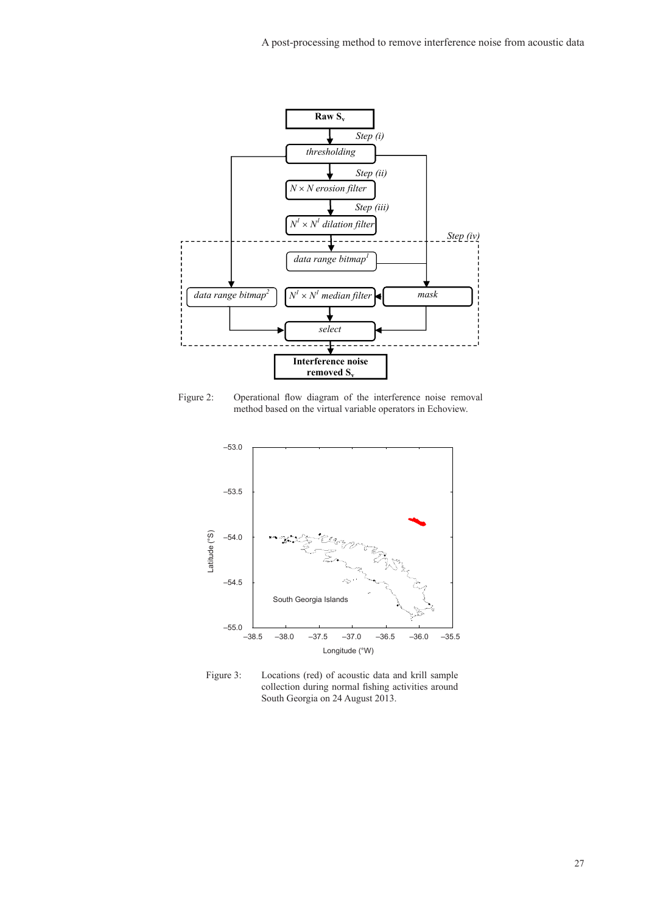Figure 2: Operational flow diagram of the interference noise removal method based on the virtual variable operators in Echoview.

Figure 3: Locations (red) of acoustic data and krill sample collection during normal fishing activities around South Georgia on 24 August 2013.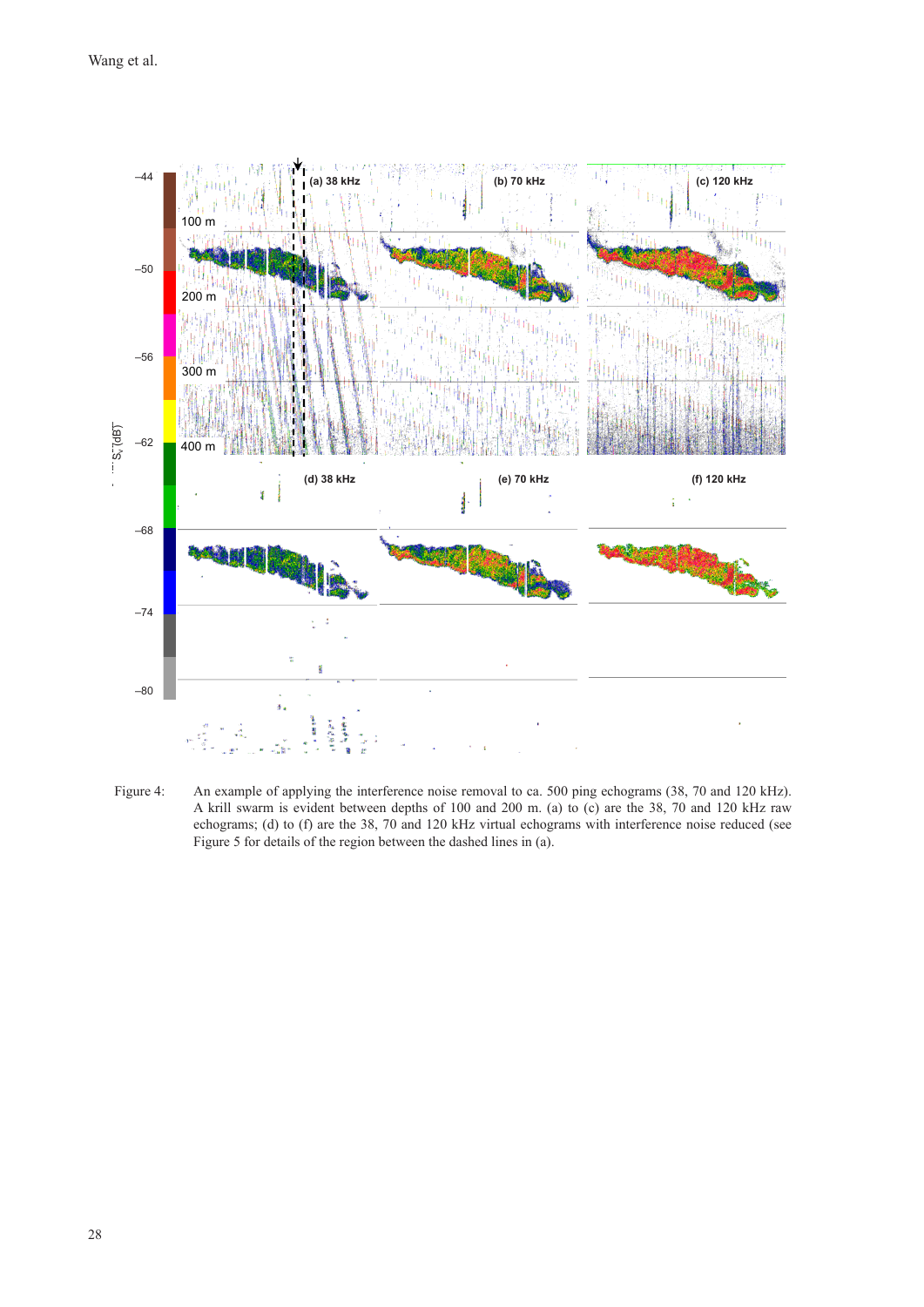Figure 4: An example of applying the interference noise removal to ca. 500 ping echograms (38, 70 and 120 kHz). A krill swarm is evident between depths of 100 and 200 m. (a) to (c) are the 38, 70 and 120 kHz raw echograms; (d) to (f) are the 38, 70 and 120 kHz virtual echograms with interference noise reduced (see Figure 5 for details of the region between the dashed lines in (a).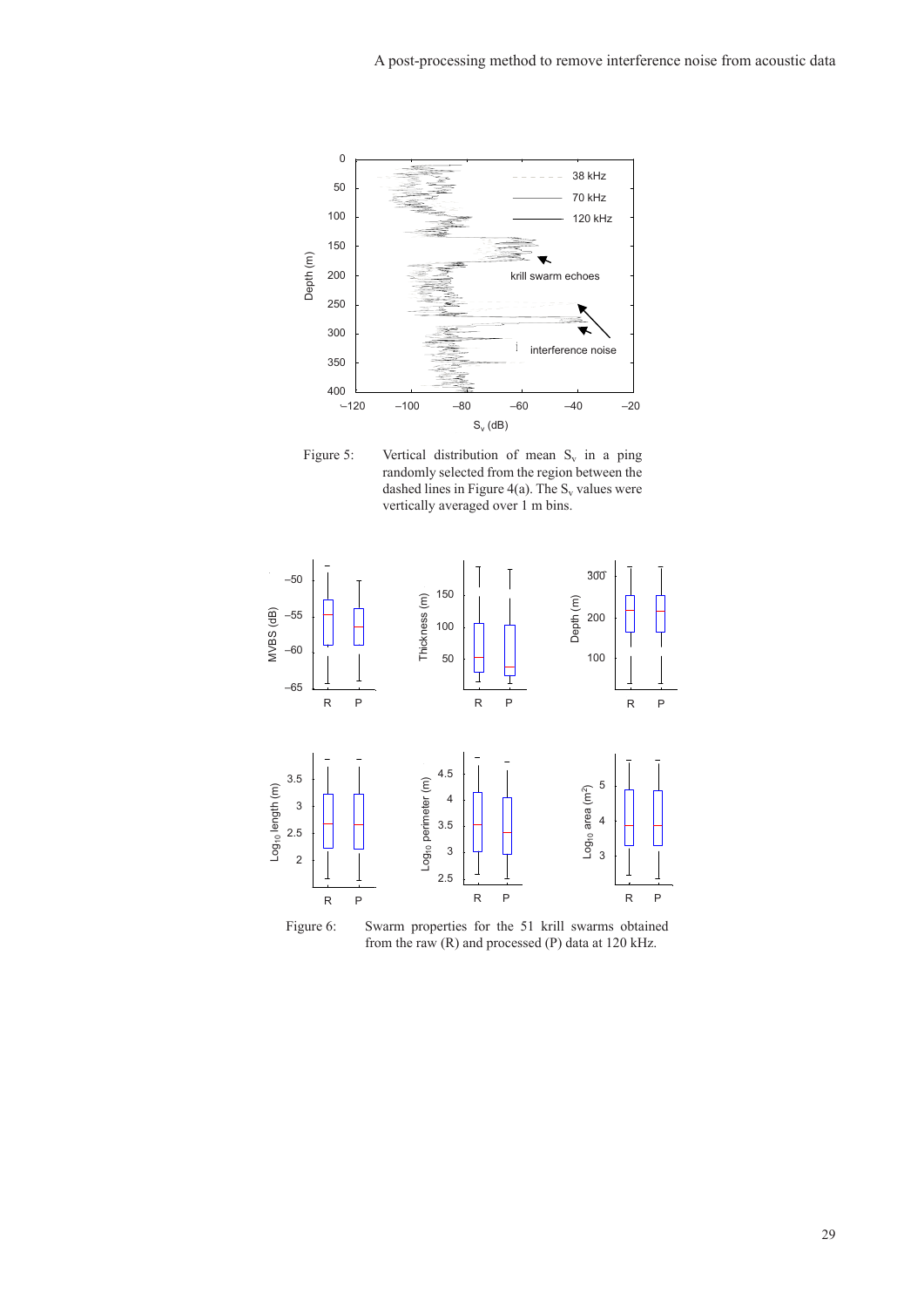Figure 5: Vertical distribution of mean $S_v$ in a ping randomly selected from the region between the dashed lines in Figure 4(a). The $S_v$ values were vertically averaged over 1 m bins.

Figure 6: Swarm properties for the 51 krill swarms obtained from the raw (R) and processed (P) data at 120 kHz.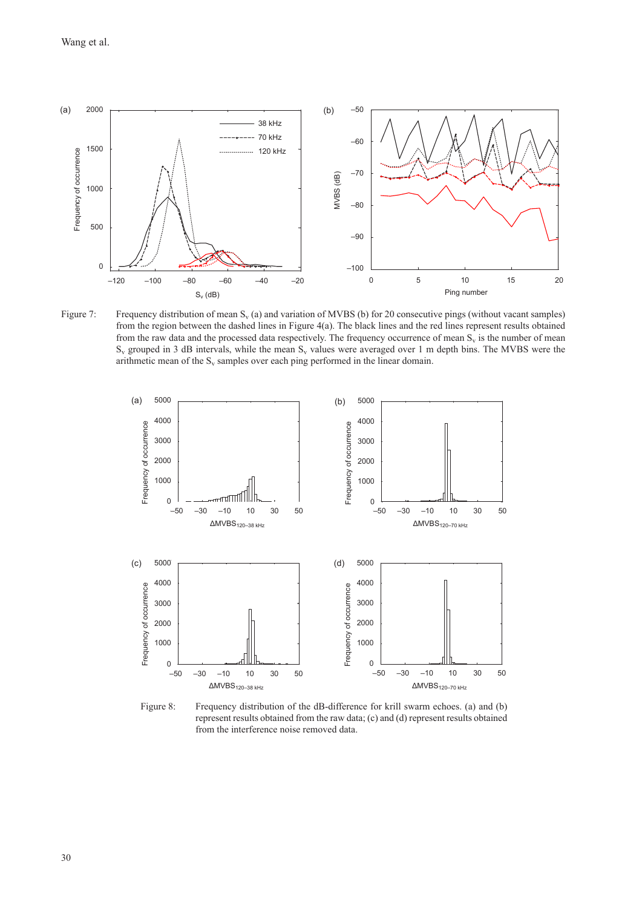(a)

2000

1500

1000

500

0

Frequency of occurrence

−120 −100 −80 −60 −40 −20

$S_v$ (dB)

38 kHz

70 kHz

120 kHz

(b)

−50

−60

−70

−80

−90

−100

MVBS (dB)

0 5 10 15 20

Ping number

Figure 7: Frequency distribution of mean $S_v$ (a) and variation of MVBS (b) for 20 consecutive pings (without vacant samples) from the region between the dashed lines in Figure 4(a). The black lines and the red lines represent results obtained from the raw data and the processed data respectively. The frequency occurrence of mean $S_v$ is the number of mean $S_v$ grouped in 3 dB intervals, while the mean $S_v$ values were averaged over 1 m depth bins. The MVBS were the arithmetic mean of the $S_v$ samples over each ping performed in the linear domain.

(a)

5000

4000

3000

2000

1000

0

Frequency of occurrence

−50 −30 −10 10 30 50

$\Delta MVBS_{120-38\ kHz}$

(b)

5000

4000

3000

2000

1000

0

Frequency of occurrence

−50 −30 −10 10 30 50

$\Delta MVBS_{120-70\ kHz}$

(c)

5000

4000

3000

2000

1000

0

Frequency of occurrence

−50 −30 −10 10 30 50

$\Delta MVBS_{120-38\ kHz}$

(d)

5000

4000

3000

2000

1000

0

Frequency of occurrence

−50 −30 −10 10 30 50

$\Delta MVBS_{120-70\ kHz}$

Figure 8: Frequency distribution of the dB-difference for krill swarm echoes. (a) and (b) represent results obtained from the raw data; (c) and (d) represent results obtained from the interference noise removed data.